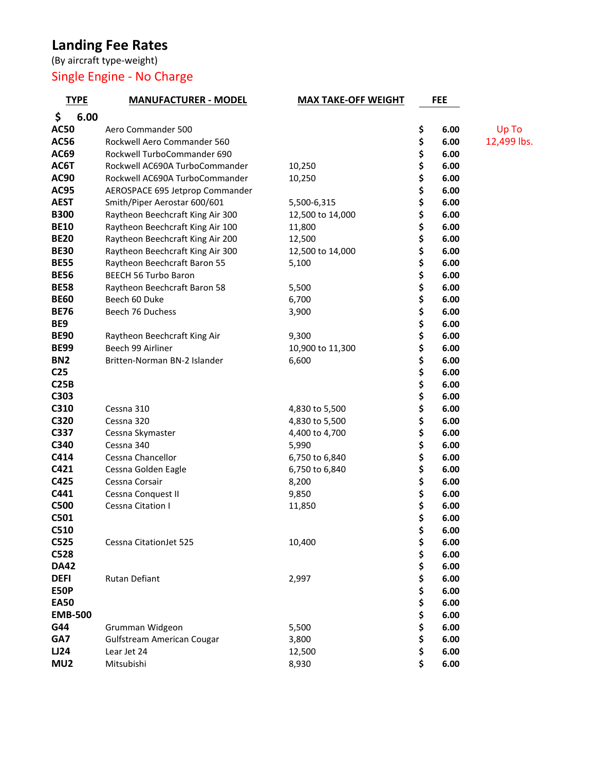# Landing Fee Rates

(By aircraft type-weight)

Single Engine - No Charge

| TYPE | MANUFACTURER - MODEL | MAX TAKE-OFF WEIGHT | FEE | |
|---|---|---|---|---|
| **$ 6.00** | | | | |
| **AC50** | Aero Commander 500 | | $ 6.00 | Up To 12,499 lbs. |
| **AC56** | Rockwell Aero Commander 560 | | $ 6.00 | |
| **AC69** | Rockwell TurboCommander 690 | | $ 6.00 | |
| **AC6T** | Rockwell AC690A TurboCommander | 10,250 | $ 6.00 | |
| **AC90** | Rockwell AC690A TurboCommander | 10,250 | $ 6.00 | |
| **AC95** | AEROSPACE 695 Jetprop Commander | | $ 6.00 | |
| **AEST** | Smith/Piper Aerostar 600/601 | 5,500-6,315 | $ 6.00 | |
| **B300** | Raytheon Beechcraft King Air 300 | 12,500 to 14,000 | $ 6.00 | |
| **BE10** | Raytheon Beechcraft King Air 100 | 11,800 | $ 6.00 | |
| **BE20** | Raytheon Beechcraft King Air 200 | 12,500 | $ 6.00 | |
| **BE30** | Raytheon Beechcraft King Air 300 | 12,500 to 14,000 | $ 6.00 | |
| **BE55** | Raytheon Beechcraft Baron 55 | 5,100 | $ 6.00 | |
| **BE56** | BEECH 56 Turbo Baron | | $ 6.00 | |
| **BE58** | Raytheon Beechcraft Baron 58 | 5,500 | $ 6.00 | |
| **BE60** | Beech 60 Duke | 6,700 | $ 6.00 | |
| **BE76** | Beech 76 Duchess | 3,900 | $ 6.00 | |
| **BE9** | | | $ 6.00 | |
| **BE90** | Raytheon Beechcraft King Air | 9,300 | $ 6.00 | |
| **BE99** | Beech 99 Airliner | 10,900 to 11,300 | $ 6.00 | |
| **BN2** | Britten-Norman BN-2 Islander | 6,600 | $ 6.00 | |
| **C25** | | | $ 6.00 | |
| **C25B** | | | $ 6.00 | |
| **C303** | | | $ 6.00 | |
| **C310** | Cessna 310 | 4,830 to 5,500 | $ 6.00 | |
| **C320** | Cessna 320 | 4,830 to 5,500 | $ 6.00 | |
| **C337** | Cessna Skymaster | 4,400 to 4,700 | $ 6.00 | |
| **C340** | Cessna 340 | 5,990 | $ 6.00 | |
| **C414** | Cessna Chancellor | 6,750 to 6,840 | $ 6.00 | |
| **C421** | Cessna Golden Eagle | 6,750 to 6,840 | $ 6.00 | |
| **C425** | Cessna Corsair | 8,200 | $ 6.00 | |
| **C441** | Cessna Conquest II | 9,850 | $ 6.00 | |
| **C500** | Cessna Citation I | 11,850 | $ 6.00 | |
| **C501** | | | $ 6.00 | |
| **C510** | | | $ 6.00 | |
| **C525** | Cessna CitationJet 525 | 10,400 | $ 6.00 | |
| **C528** | | | $ 6.00 | |
| **DA42** | | | $ 6.00 | |
| **DEFI** | Rutan Defiant | 2,997 | $ 6.00 | |
| **E50P** | | | $ 6.00 | |
| **EA50** | | | $ 6.00 | |
| **EMB-500** | | | $ 6.00 | |
| **G44** | Grumman Widgeon | 5,500 | $ 6.00 | |
| **GA7** | Gulfstream American Cougar | 3,800 | $ 6.00 | |
| **LJ24** | Lear Jet 24 | 12,500 | $ 6.00 | |
| **MU2** | Mitsubishi | 8,930 | $ 6.00 | |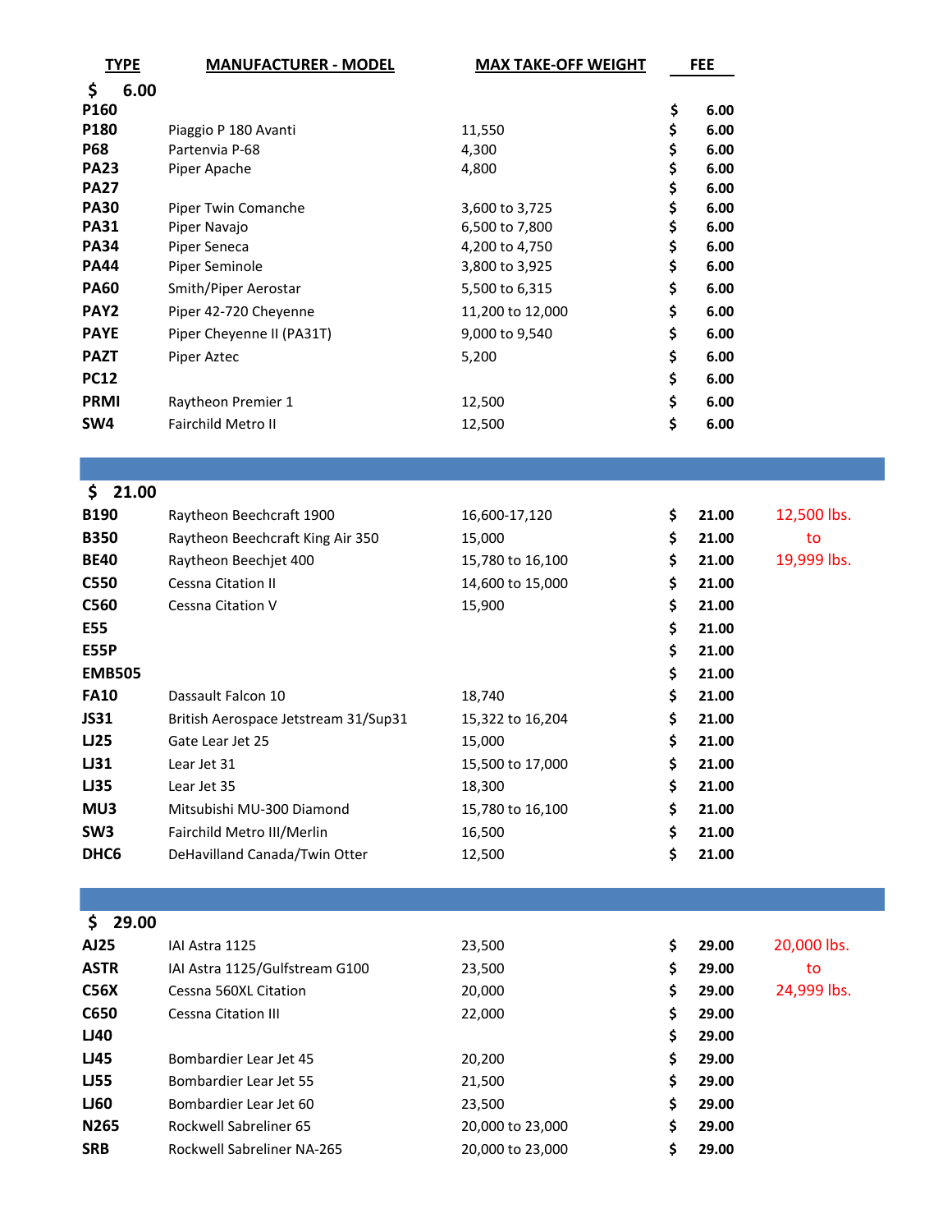| TYPE | MANUFACTURER - MODEL | MAX TAKE-OFF WEIGHT | FEE | |
|---|---|---|---|---|
| **$ 6.00** | | | | |
| **P160** | | | $ 6.00 | |
| **P180** | Piaggio P 180 Avanti | 11,550 | $ 6.00 | |
| **P68** | Partenvia P-68 | 4,300 | $ 6.00 | |
| **PA23** | Piper Apache | 4,800 | $ 6.00 | |
| **PA27** | | | $ 6.00 | |
| **PA30** | Piper Twin Comanche | 3,600 to 3,725 | $ 6.00 | |
| **PA31** | Piper Navajo | 6,500 to 7,800 | $ 6.00 | |
| **PA34** | Piper Seneca | 4,200 to 4,750 | $ 6.00 | |
| **PA44** | Piper Seminole | 3,800 to 3,925 | $ 6.00 | |
| **PA60** | Smith/Piper Aerostar | 5,500 to 6,315 | $ 6.00 | |
| **PAY2** | Piper 42-720 Cheyenne | 11,200 to 12,000 | $ 6.00 | |
| **PAYE** | Piper Cheyenne II (PA31T) | 9,000 to 9,540 | $ 6.00 | |
| **PAZT** | Piper Aztec | 5,200 | $ 6.00 | |
| **PC12** | | | $ 6.00 | |
| **PRMI** | Raytheon Premier 1 | 12,500 | $ 6.00 | |
| **SW4** | Fairchild Metro II | 12,500 | $ 6.00 | |
| **$ 21.00** | | | | |
| **B190** | Raytheon Beechcraft 1900 | 16,600-17,120 | $ 21.00 | 12,500 lbs. |
| **B350** | Raytheon Beechcraft King Air 350 | 15,000 | $ 21.00 | to |
| **BE40** | Raytheon Beechjet 400 | 15,780 to 16,100 | $ 21.00 | 19,999 lbs. |
| **C550** | Cessna Citation II | 14,600 to 15,000 | $ 21.00 | |
| **C560** | Cessna Citation V | 15,900 | $ 21.00 | |
| **E55** | | | $ 21.00 | |
| **E55P** | | | $ 21.00 | |
| **EMB505** | | | $ 21.00 | |
| **FA10** | Dassault Falcon 10 | 18,740 | $ 21.00 | |
| **JS31** | British Aerospace Jetstream 31/Sup31 | 15,322 to 16,204 | $ 21.00 | |
| **LJ25** | Gate Lear Jet 25 | 15,000 | $ 21.00 | |
| **LJ31** | Lear Jet 31 | 15,500 to 17,000 | $ 21.00 | |
| **LJ35** | Lear Jet 35 | 18,300 | $ 21.00 | |
| **MU3** | Mitsubishi MU-300 Diamond | 15,780 to 16,100 | $ 21.00 | |
| **SW3** | Fairchild Metro III/Merlin | 16,500 | $ 21.00 | |
| **DHC6** | DeHavilland Canada/Twin Otter | 12,500 | $ 21.00 | |
| **$ 29.00** | | | | |
| **AJ25** | IAI Astra 1125 | 23,500 | $ 29.00 | 20,000 lbs. |
| **ASTR** | IAI Astra 1125/Gulfstream G100 | 23,500 | $ 29.00 | to |
| **C56X** | Cessna 560XL Citation | 20,000 | $ 29.00 | 24,999 lbs. |
| **C650** | Cessna Citation III | 22,000 | $ 29.00 | |
| **LJ40** | | | $ 29.00 | |
| **LJ45** | Bombardier Lear Jet 45 | 20,200 | $ 29.00 | |
| **LJ55** | Bombardier Lear Jet 55 | 21,500 | $ 29.00 | |
| **LJ60** | Bombardier Lear Jet 60 | 23,500 | $ 29.00 | |
| **N265** | Rockwell Sabreliner 65 | 20,000 to 23,000 | $ 29.00 | |
| **SRB** | Rockwell Sabreliner NA-265 | 20,000 to 23,000 | $ 29.00 | |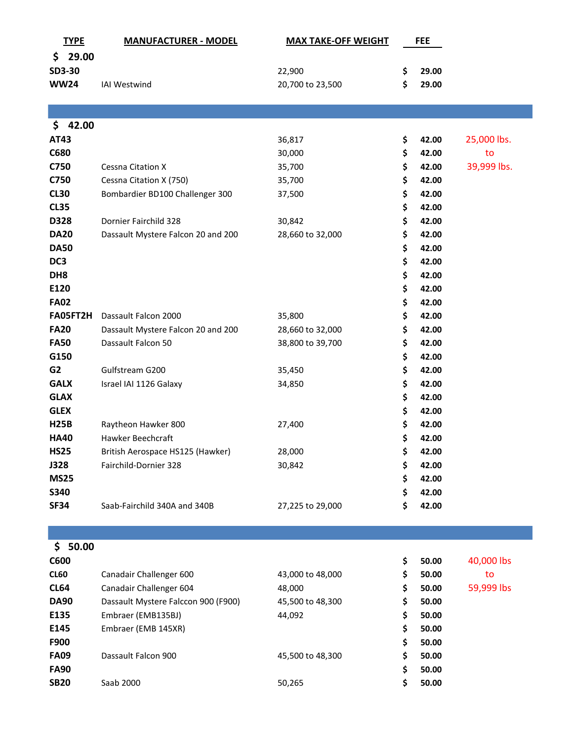| TYPE | MANUFACTURER - MODEL | MAX TAKE-OFF WEIGHT | FEE | |
|---|---|---|---|---|
| **$ 29.00** | | | | |
| SD3-30 | | 22,900 | $ 29.00 | |
| WW24 | IAI Westwind | 20,700 to 23,500 | $ 29.00 | |
| **$ 42.00** | | | | |
| AT43 | | 36,817 | $ 42.00 | 25,000 lbs. |
| C680 | | 30,000 | $ 42.00 | to |
| C750 | Cessna Citation X | 35,700 | $ 42.00 | 39,999 lbs. |
| C750 | Cessna Citation X (750) | 35,700 | $ 42.00 | |
| CL30 | Bombardier BD100 Challenger 300 | 37,500 | $ 42.00 | |
| CL35 | | | $ 42.00 | |
| D328 | Dornier Fairchild 328 | 30,842 | $ 42.00 | |
| DA20 | Dassault Mystere Falcon 20 and 200 | 28,660 to 32,000 | $ 42.00 | |
| DA50 | | | $ 42.00 | |
| DC3 | | | $ 42.00 | |
| DH8 | | | $ 42.00 | |
| E120 | | | $ 42.00 | |
| FA02 | | | $ 42.00 | |
| FA05FT2H | Dassault Falcon 2000 | 35,800 | $ 42.00 | |
| FA20 | Dassault Mystere Falcon 20 and 200 | 28,660 to 32,000 | $ 42.00 | |
| FA50 | Dassault Falcon 50 | 38,800 to 39,700 | $ 42.00 | |
| G150 | | | $ 42.00 | |
| G2 | Gulfstream G200 | 35,450 | $ 42.00 | |
| GALX | Israel IAI 1126 Galaxy | 34,850 | $ 42.00 | |
| GLAX | | | $ 42.00 | |
| GLEX | | | $ 42.00 | |
| H25B | Raytheon Hawker 800 | 27,400 | $ 42.00 | |
| HA40 | Hawker Beechcraft | | $ 42.00 | |
| HS25 | British Aerospace HS125 (Hawker) | 28,000 | $ 42.00 | |
| J328 | Fairchild-Dornier 328 | 30,842 | $ 42.00 | |
| MS25 | | | $ 42.00 | |
| S340 | | | $ 42.00 | |
| SF34 | Saab-Fairchild 340A and 340B | 27,225 to 29,000 | $ 42.00 | |
| **$ 50.00** | | | | |
| C600 | | | $ 50.00 | 40,000 lbs |
| CL60 | Canadair Challenger 600 | 43,000 to 48,000 | $ 50.00 | to |
| CL64 | Canadair Challenger 604 | 48,000 | $ 50.00 | 59,999 lbs |
| DA90 | Dassault Mystere Falccon 900 (F900) | 45,500 to 48,300 | $ 50.00 | |
| E135 | Embraer (EMB135BJ) | 44,092 | $ 50.00 | |
| E145 | Embraer (EMB 145XR) | | $ 50.00 | |
| F900 | | | $ 50.00 | |
| FA09 | Dassault Falcon 900 | 45,500 to 48,300 | $ 50.00 | |
| FA90 | | | $ 50.00 | |
| SB20 | Saab 2000 | 50,265 | $ 50.00 | |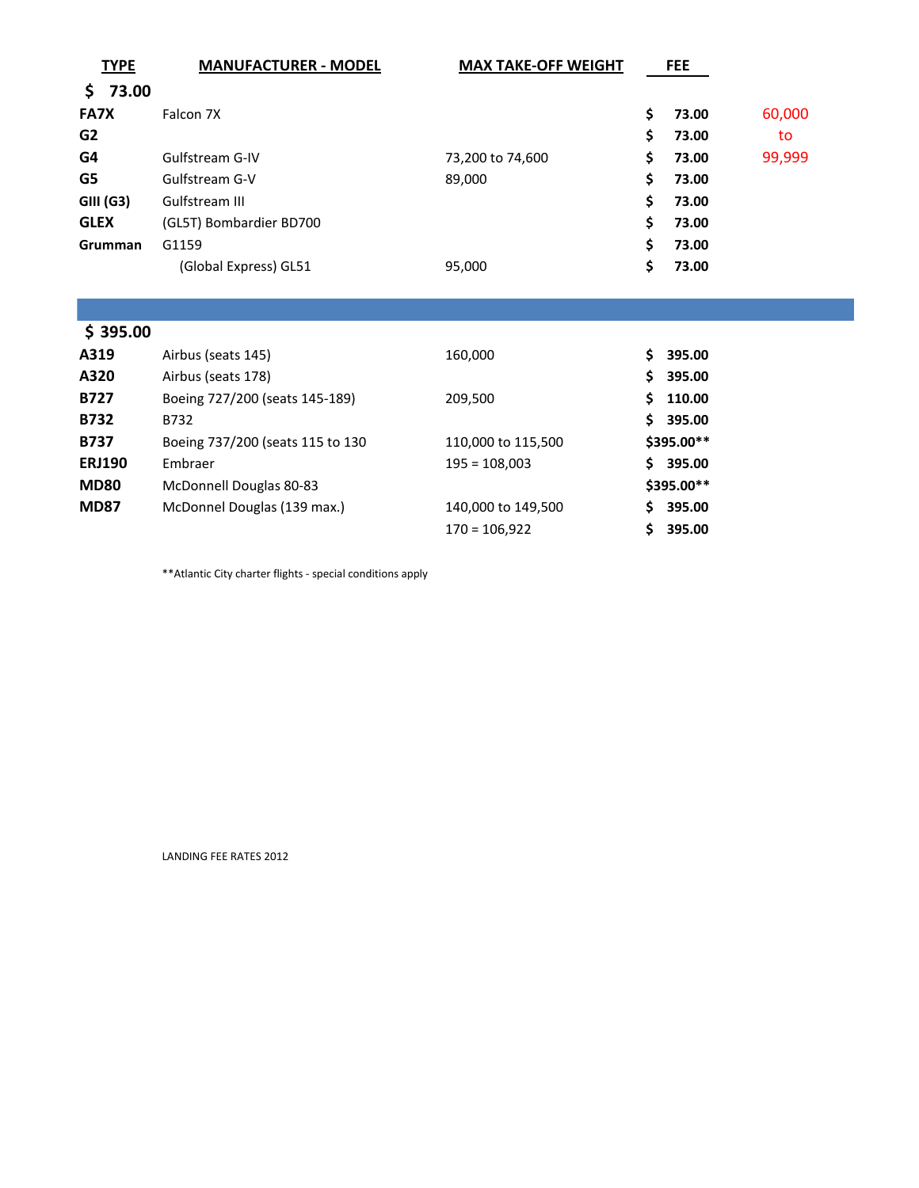| TYPE | MANUFACTURER - MODEL | MAX TAKE-OFF WEIGHT | FEE | |
|---|---|---|---|---|
| **$ 73.00** | | | | |
| **FA7X** | Falcon 7X | | **$ 73.00** | 60,000 |
| **G2** | | | **$ 73.00** | to |
| **G4** | Gulfstream G-IV | 73,200 to 74,600 | **$ 73.00** | 99,999 |
| **G5** | Gulfstream G-V | 89,000 | **$ 73.00** | |
| **GIII (G3)** | Gulfstream III | | **$ 73.00** | |
| **GLEX** | (GL5T) Bombardier BD700 | | **$ 73.00** | |
| **Grumman** | G1159 | | **$ 73.00** | |
| | (Global Express) GL51 | 95,000 | **$ 73.00** | |
| | | | | |
| **$ 395.00** | | | | |
| **A319** | Airbus (seats 145) | 160,000 | **$ 395.00** | |
| **A320** | Airbus (seats 178) | | **$ 395.00** | |
| **B727** | Boeing 727/200 (seats 145-189) | 209,500 | **$ 110.00** | |
| **B732** | B732 | | **$ 395.00** | |
| **B737** | Boeing 737/200 (seats 115 to 130 | 110,000 to 115,500 | **$395.00**** | |
| **ERJ190** | Embraer | 195 = 108,003 | **$ 395.00** | |
| **MD80** | McDonnell Douglas 80-83 | | **$395.00**** | |
| **MD87** | McDonnel Douglas (139 max.) | 140,000 to 149,500 | **$ 395.00** | |
| | | 170 = 106,922 | **$ 395.00** | |

**Atlantic City charter flights - special conditions apply

LANDING FEE RATES 2012